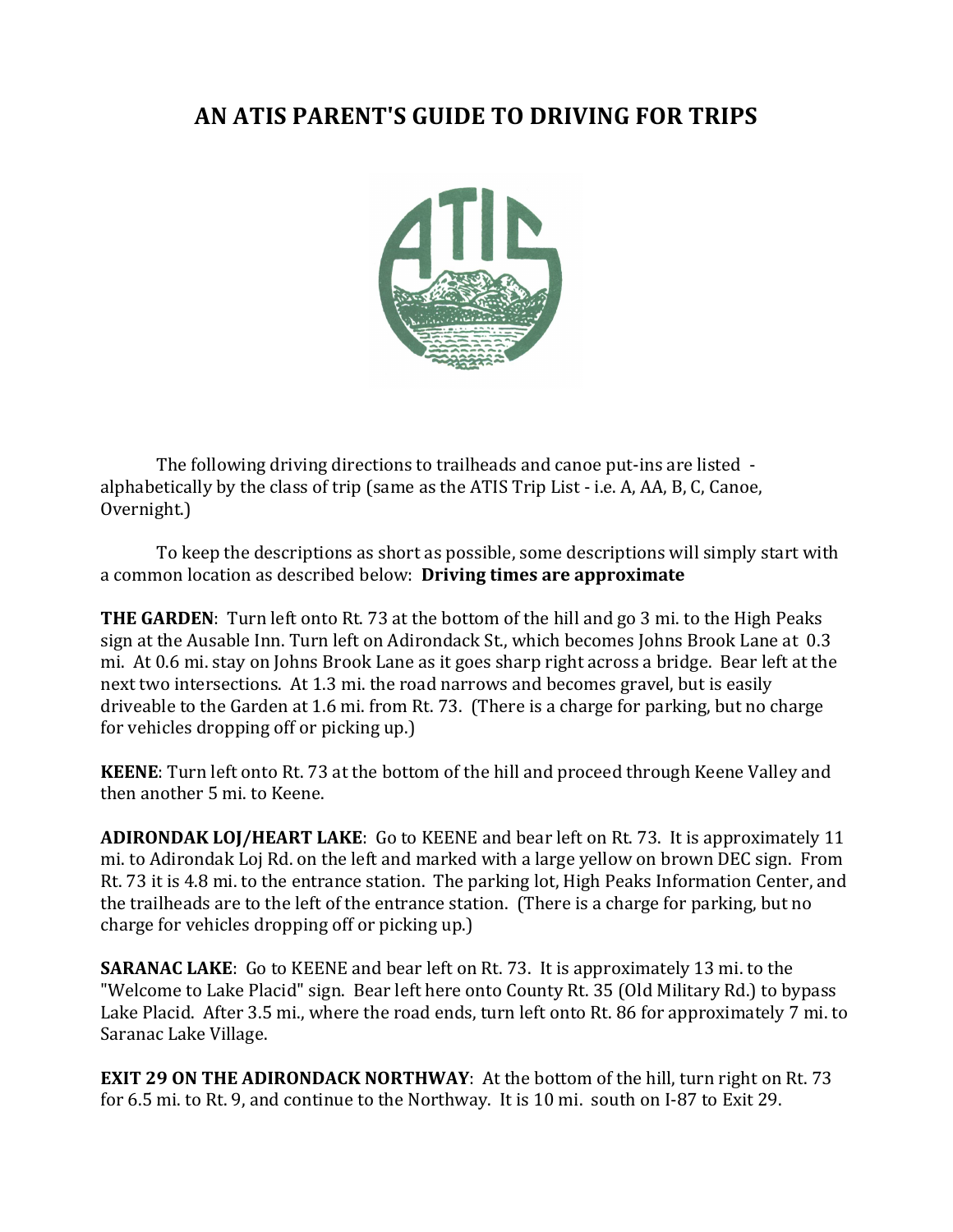# AN ATIS PARENT'S GUIDE TO DRIVING FOR TRIPS

The following driving directions to trailheads and canoe put-ins are listed - alphabetically by the class of trip (same as the ATIS Trip List - i.e. A, AA, B, C, Canoe, Overnight.)

To keep the descriptions as short as possible, some descriptions will simply start with a common location as described below: **Driving times are approximate**

**THE GARDEN**: Turn left onto Rt. 73 at the bottom of the hill and go 3 mi. to the High Peaks sign at the Ausable Inn. Turn left on Adirondack St., which becomes Johns Brook Lane at 0.3 mi. At 0.6 mi. stay on Johns Brook Lane as it goes sharp right across a bridge. Bear left at the next two intersections. At 1.3 mi. the road narrows and becomes gravel, but is easily driveable to the Garden at 1.6 mi. from Rt. 73. (There is a charge for parking, but no charge for vehicles dropping off or picking up.)

**KEENE**: Turn left onto Rt. 73 at the bottom of the hill and proceed through Keene Valley and then another 5 mi. to Keene.

**ADIRONDAK LOJ/HEART LAKE**: Go to KEENE and bear left on Rt. 73. It is approximately 11 mi. to Adirondak Loj Rd. on the left and marked with a large yellow on brown DEC sign. From Rt. 73 it is 4.8 mi. to the entrance station. The parking lot, High Peaks Information Center, and the trailheads are to the left of the entrance station. (There is a charge for parking, but no charge for vehicles dropping off or picking up.)

**SARANAC LAKE**: Go to KEENE and bear left on Rt. 73. It is approximately 13 mi. to the "Welcome to Lake Placid" sign. Bear left here onto County Rt. 35 (Old Military Rd.) to bypass Lake Placid. After 3.5 mi., where the road ends, turn left onto Rt. 86 for approximately 7 mi. to Saranac Lake Village.

**EXIT 29 ON THE ADIRONDACK NORTHWAY**: At the bottom of the hill, turn right on Rt. 73 for 6.5 mi. to Rt. 9, and continue to the Northway. It is 10 mi. south on I-87 to Exit 29.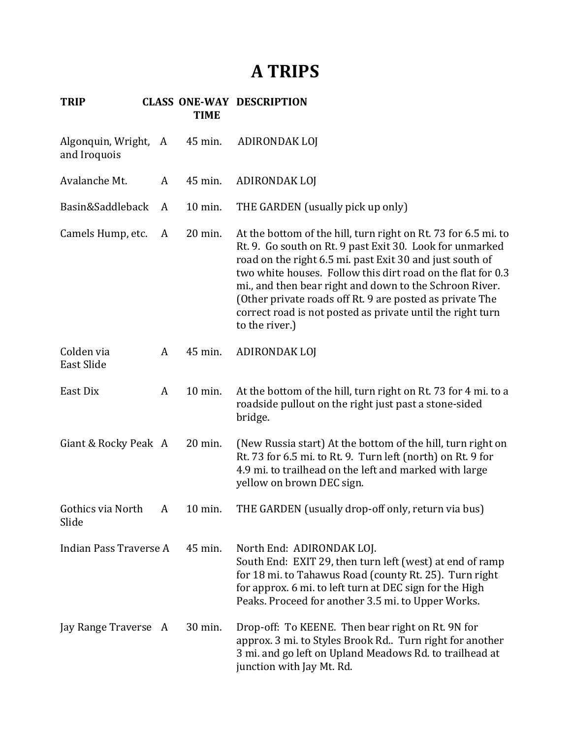# A TRIPS

| TRIP | CLASS | ONE-WAY TIME | DESCRIPTION |
|---|---|---|---|
| Algonquin, Wright, and Iroquois | A | 45 min. | ADIRONDAK LOJ |
| Avalanche Mt. | A | 45 min. | ADIRONDAK LOJ |
| Basin&Saddleback | A | 10 min. | THE GARDEN (usually pick up only) |
| Camels Hump, etc. | A | 20 min. | At the bottom of the hill, turn right on Rt. 73 for 6.5 mi. to Rt. 9. Go south on Rt. 9 past Exit 30. Look for unmarked road on the right 6.5 mi. past Exit 30 and just south of two white houses. Follow this dirt road on the flat for 0.3 mi., and then bear right and down to the Schroon River. (Other private roads off Rt. 9 are posted as private The correct road is not posted as private until the right turn to the river.) |
| Colden via East Slide | A | 45 min. | ADIRONDAK LOJ |
| East Dix | A | 10 min. | At the bottom of the hill, turn right on Rt. 73 for 4 mi. to a roadside pullout on the right just past a stone-sided bridge. |
| Giant & Rocky Peak | A | 20 min. | (New Russia start) At the bottom of the hill, turn right on Rt. 73 for 6.5 mi. to Rt. 9. Turn left (north) on Rt. 9 for 4.9 mi. to trailhead on the left and marked with large yellow on brown DEC sign. |
| Gothics via North Slide | A | 10 min. | THE GARDEN (usually drop-off only, return via bus) |
| Indian Pass Traverse | A | 45 min. | North End: ADIRONDAK LOJ. <br> South End: EXIT 29, then turn left (west) at end of ramp for 18 mi. to Tahawus Road (county Rt. 25). Turn right for approx. 6 mi. to left turn at DEC sign for the High Peaks. Proceed for another 3.5 mi. to Upper Works. |
| Jay Range Traverse | A | 30 min. | Drop-off: To KEENE. Then bear right on Rt. 9N for approx. 3 mi. to Styles Brook Rd.. Turn right for another 3 mi. and go left on Upland Meadows Rd. to trailhead at junction with Jay Mt. Rd. |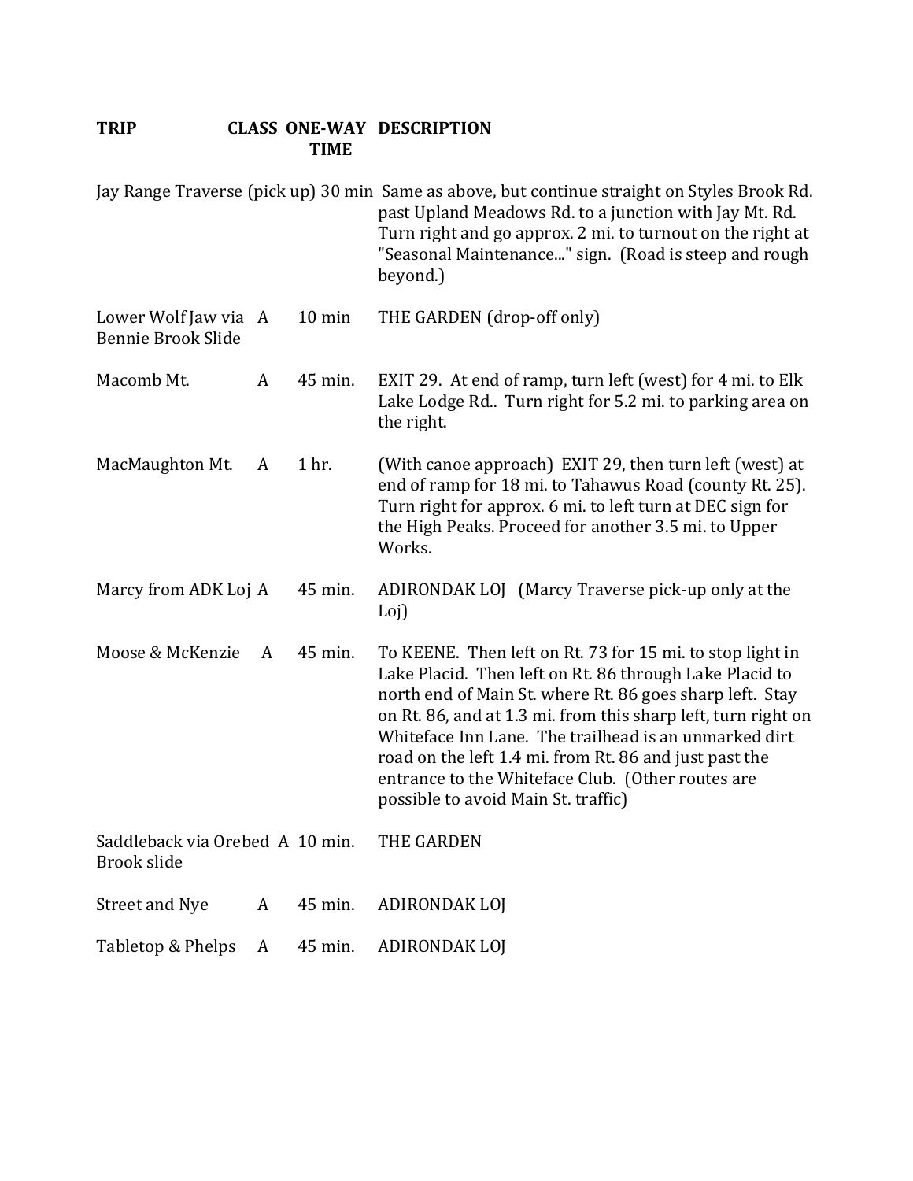| TRIP | CLASS | ONE-WAY TIME | DESCRIPTION |
|---|---|---|---|
| Jay Range Traverse (pick up) | | 30 min | Same as above, but continue straight on Styles Brook Rd. past Upland Meadows Rd. to a junction with Jay Mt. Rd. Turn right and go approx. 2 mi. to turnout on the right at "Seasonal Maintenance..." sign. (Road is steep and rough beyond.) |
| Lower Wolf Jaw via Bennie Brook Slide | A | 10 min | THE GARDEN (drop-off only) |
| Macomb Mt. | A | 45 min. | EXIT 29. At end of ramp, turn left (west) for 4 mi. to Elk Lake Lodge Rd.. Turn right for 5.2 mi. to parking area on the right. |
| MacMaughton Mt. | A | 1 hr. | (With canoe approach) EXIT 29, then turn left (west) at end of ramp for 18 mi. to Tahawus Road (county Rt. 25). Turn right for approx. 6 mi. to left turn at DEC sign for the High Peaks. Proceed for another 3.5 mi. to Upper Works. |
| Marcy from ADK Loj | A | 45 min. | ADIRONDAK LOJ (Marcy Traverse pick-up only at the Loj) |
| Moose & McKenzie | A | 45 min. | To KEENE. Then left on Rt. 73 for 15 mi. to stop light in Lake Placid. Then left on Rt. 86 through Lake Placid to north end of Main St. where Rt. 86 goes sharp left. Stay on Rt. 86, and at 1.3 mi. from this sharp left, turn right on Whiteface Inn Lane. The trailhead is an unmarked dirt road on the left 1.4 mi. from Rt. 86 and just past the entrance to the Whiteface Club. (Other routes are possible to avoid Main St. traffic) |
| Saddleback via Orebed Brook slide | A | 10 min. | THE GARDEN |
| Street and Nye | A | 45 min. | ADIRONDAK LOJ |
| Tabletop & Phelps | A | 45 min. | ADIRONDAK LOJ |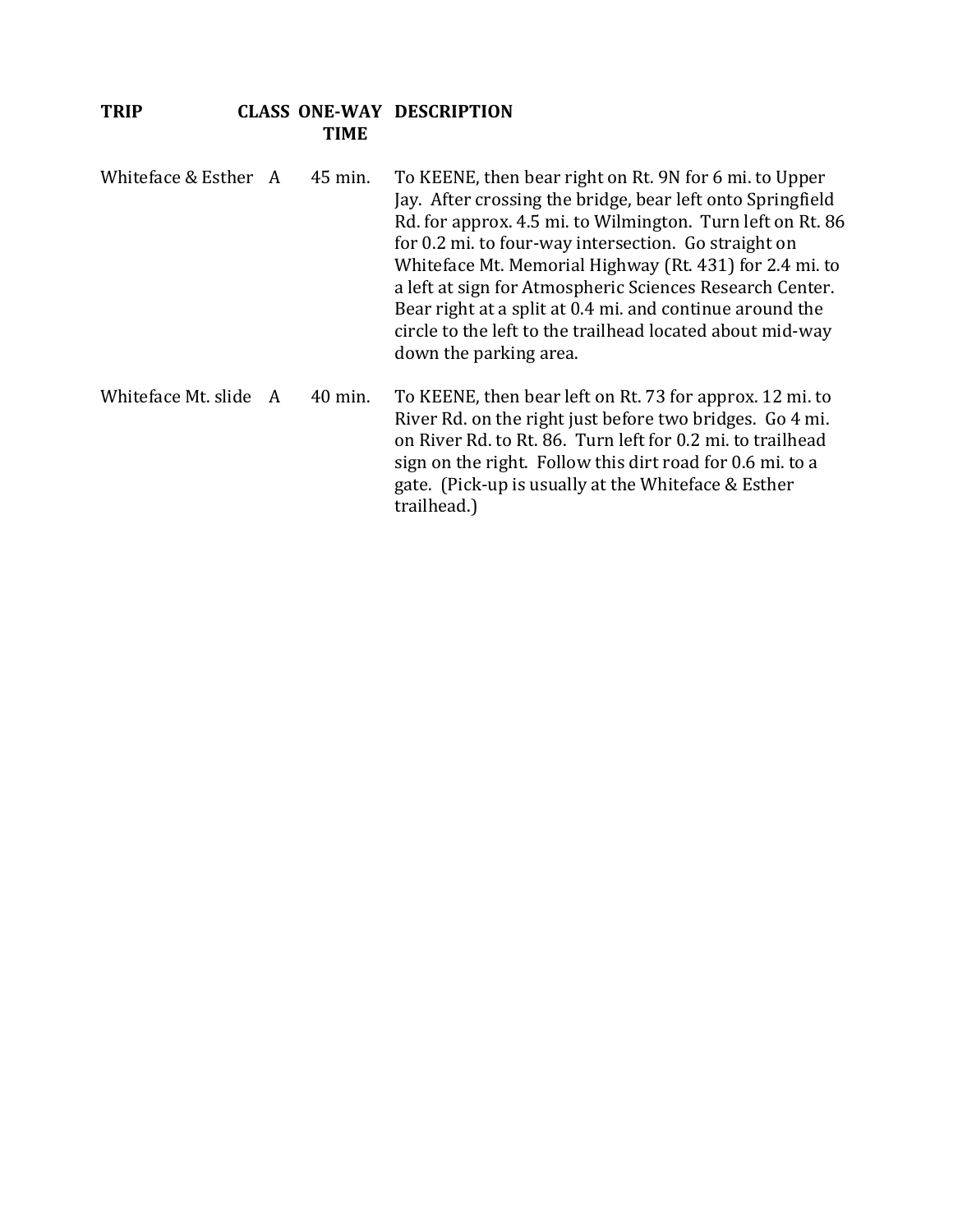| TRIP | CLASS | ONE-WAY TIME | DESCRIPTION |
|---|---|---|---|
| Whiteface & Esther | A | 45 min. | To KEENE, then bear right on Rt. 9N for 6 mi. to Upper Jay. After crossing the bridge, bear left onto Springfield Rd. for approx. 4.5 mi. to Wilmington. Turn left on Rt. 86 for 0.2 mi. to four-way intersection. Go straight on Whiteface Mt. Memorial Highway (Rt. 431) for 2.4 mi. to a left at sign for Atmospheric Sciences Research Center. Bear right at a split at 0.4 mi. and continue around the circle to the left to the trailhead located about mid-way down the parking area. |
| Whiteface Mt. slide | A | 40 min. | To KEENE, then bear left on Rt. 73 for approx. 12 mi. to River Rd. on the right just before two bridges. Go 4 mi. on River Rd. to Rt. 86. Turn left for 0.2 mi. to trailhead sign on the right. Follow this dirt road for 0.6 mi. to a gate. (Pick-up is usually at the Whiteface & Esther trailhead.) |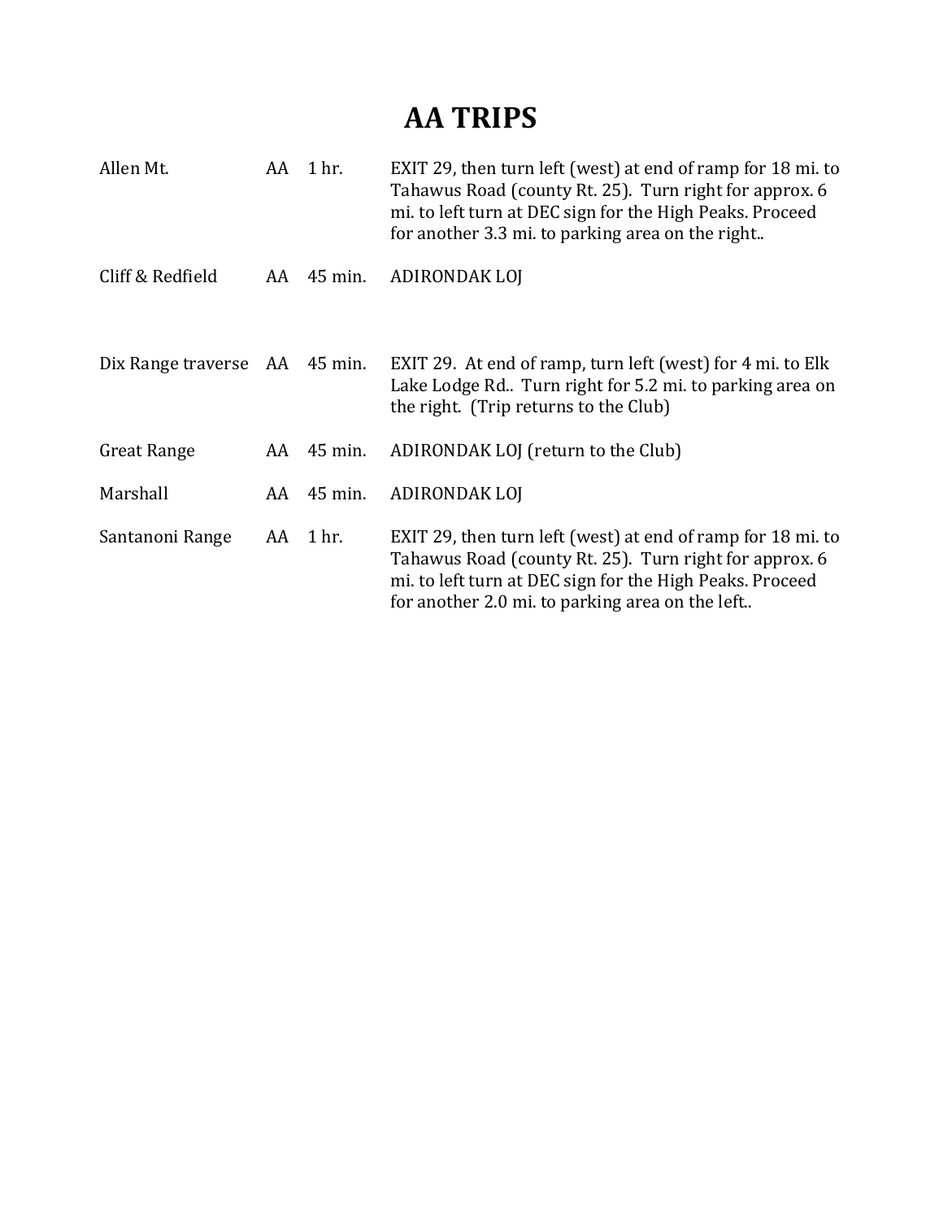# AA TRIPS

| | | | |
|---|---|---|---|
| Allen Mt. | AA | 1 hr. | EXIT 29, then turn left (west) at end of ramp for 18 mi. to Tahawus Road (county Rt. 25). Turn right for approx. 6 mi. to left turn at DEC sign for the High Peaks. Proceed for another 3.3 mi. to parking area on the right.. |
| Cliff & Redfield | AA | 45 min. | ADIRONDAK LOJ |
| Dix Range traverse | AA | 45 min. | EXIT 29. At end of ramp, turn left (west) for 4 mi. to Elk Lake Lodge Rd.. Turn right for 5.2 mi. to parking area on the right. (Trip returns to the Club) |
| Great Range | AA | 45 min. | ADIRONDAK LOJ (return to the Club) |
| Marshall | AA | 45 min. | ADIRONDAK LOJ |
| Santanoni Range | AA | 1 hr. | EXIT 29, then turn left (west) at end of ramp for 18 mi. to Tahawus Road (county Rt. 25). Turn right for approx. 6 mi. to left turn at DEC sign for the High Peaks. Proceed for another 2.0 mi. to parking area on the left.. |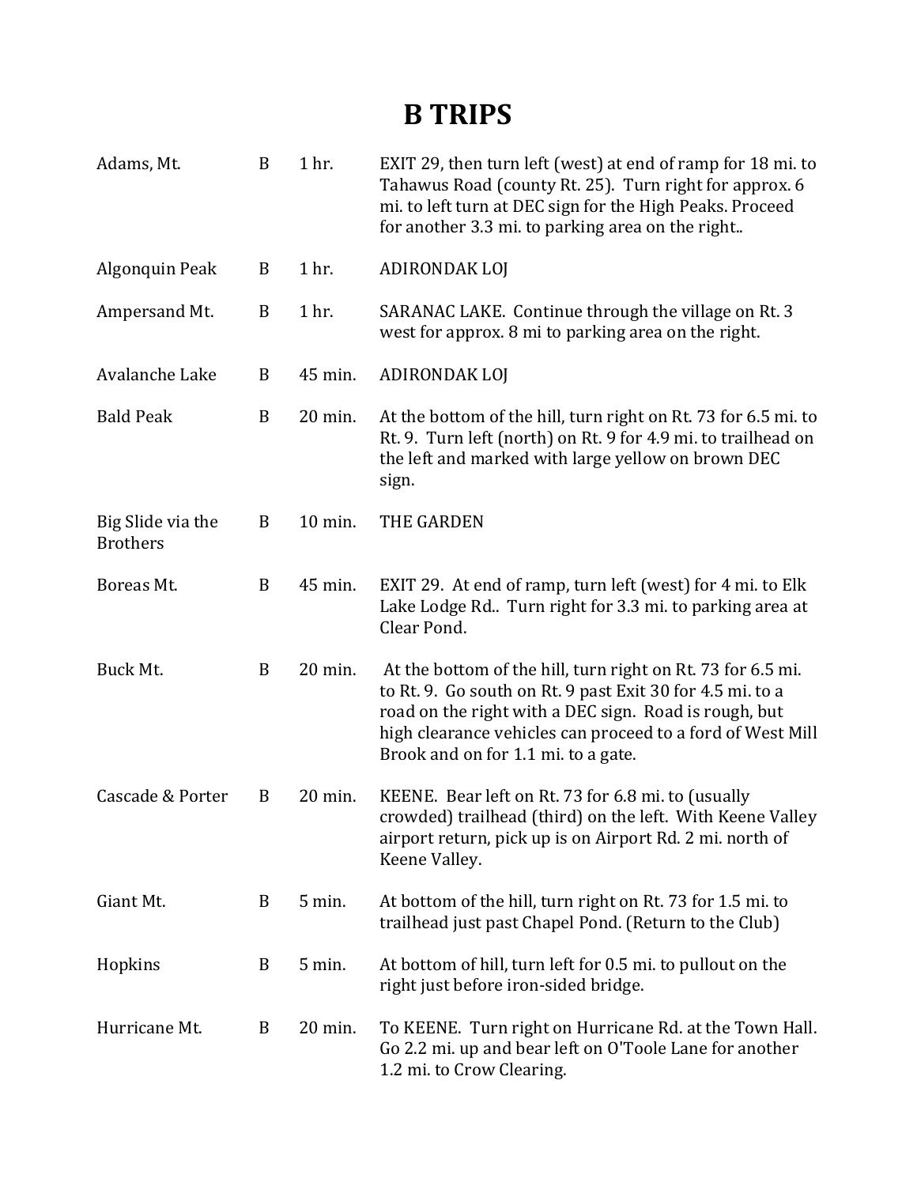# B TRIPS

| | | | |
|---|---|---|---|
| Adams, Mt. | B | 1 hr. | EXIT 29, then turn left (west) at end of ramp for 18 mi. to Tahawus Road (county Rt. 25). Turn right for approx. 6 mi. to left turn at DEC sign for the High Peaks. Proceed for another 3.3 mi. to parking area on the right.. |
| Algonquin Peak | B | 1 hr. | ADIRONDAK LOJ |
| Ampersand Mt. | B | 1 hr. | SARANAC LAKE. Continue through the village on Rt. 3 west for approx. 8 mi to parking area on the right. |
| Avalanche Lake | B | 45 min. | ADIRONDAK LOJ |
| Bald Peak | B | 20 min. | At the bottom of the hill, turn right on Rt. 73 for 6.5 mi. to Rt. 9. Turn left (north) on Rt. 9 for 4.9 mi. to trailhead on the left and marked with large yellow on brown DEC sign. |
| Big Slide via the Brothers | B | 10 min. | THE GARDEN |
| Boreas Mt. | B | 45 min. | EXIT 29. At end of ramp, turn left (west) for 4 mi. to Elk Lake Lodge Rd.. Turn right for 3.3 mi. to parking area at Clear Pond. |
| Buck Mt. | B | 20 min. | At the bottom of the hill, turn right on Rt. 73 for 6.5 mi. to Rt. 9. Go south on Rt. 9 past Exit 30 for 4.5 mi. to a road on the right with a DEC sign. Road is rough, but high clearance vehicles can proceed to a ford of West Mill Brook and on for 1.1 mi. to a gate. |
| Cascade & Porter | B | 20 min. | KEENE. Bear left on Rt. 73 for 6.8 mi. to (usually crowded) trailhead (third) on the left. With Keene Valley airport return, pick up is on Airport Rd. 2 mi. north of Keene Valley. |
| Giant Mt. | B | 5 min. | At bottom of the hill, turn right on Rt. 73 for 1.5 mi. to trailhead just past Chapel Pond. (Return to the Club) |
| Hopkins | B | 5 min. | At bottom of hill, turn left for 0.5 mi. to pullout on the right just before iron-sided bridge. |
| Hurricane Mt. | B | 20 min. | To KEENE. Turn right on Hurricane Rd. at the Town Hall. Go 2.2 mi. up and bear left on O'Toole Lane for another 1.2 mi. to Crow Clearing. |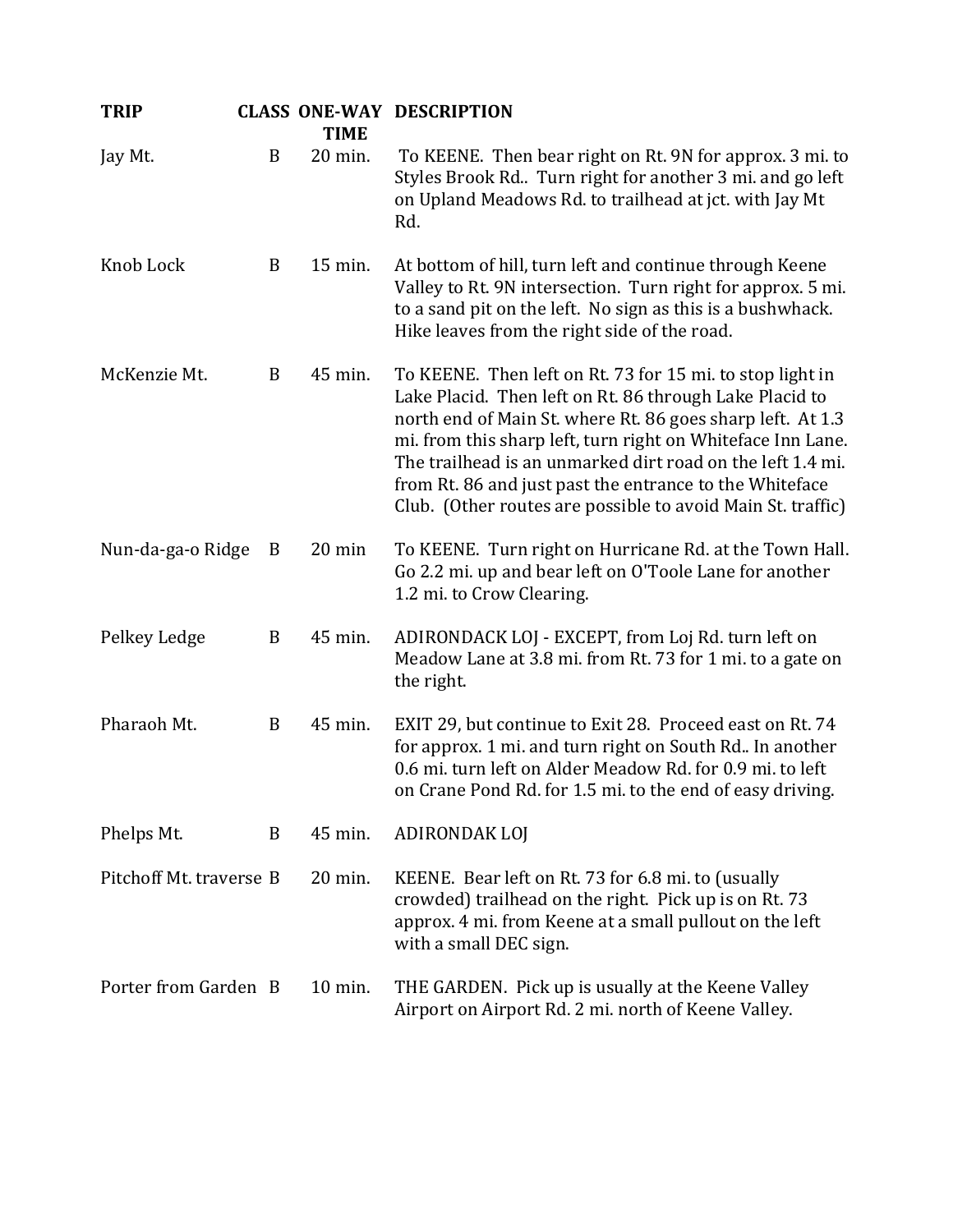| TRIP | CLASS | ONE-WAY TIME | DESCRIPTION |
|---|---|---|---|
| Jay Mt. | B | 20 min. | To KEENE. Then bear right on Rt. 9N for approx. 3 mi. to Styles Brook Rd.. Turn right for another 3 mi. and go left on Upland Meadows Rd. to trailhead at jct. with Jay Mt Rd. |
| Knob Lock | B | 15 min. | At bottom of hill, turn left and continue through Keene Valley to Rt. 9N intersection. Turn right for approx. 5 mi. to a sand pit on the left. No sign as this is a bushwhack. Hike leaves from the right side of the road. |
| McKenzie Mt. | B | 45 min. | To KEENE. Then left on Rt. 73 for 15 mi. to stop light in Lake Placid. Then left on Rt. 86 through Lake Placid to north end of Main St. where Rt. 86 goes sharp left. At 1.3 mi. from this sharp left, turn right on Whiteface Inn Lane. The trailhead is an unmarked dirt road on the left 1.4 mi. from Rt. 86 and just past the entrance to the Whiteface Club. (Other routes are possible to avoid Main St. traffic) |
| Nun-da-ga-o Ridge | B | 20 min | To KEENE. Turn right on Hurricane Rd. at the Town Hall. Go 2.2 mi. up and bear left on O'Toole Lane for another 1.2 mi. to Crow Clearing. |
| Pelkey Ledge | B | 45 min. | ADIRONDACK LOJ - EXCEPT, from Loj Rd. turn left on Meadow Lane at 3.8 mi. from Rt. 73 for 1 mi. to a gate on the right. |
| Pharaoh Mt. | B | 45 min. | EXIT 29, but continue to Exit 28. Proceed east on Rt. 74 for approx. 1 mi. and turn right on South Rd.. In another 0.6 mi. turn left on Alder Meadow Rd. for 0.9 mi. to left on Crane Pond Rd. for 1.5 mi. to the end of easy driving. |
| Phelps Mt. | B | 45 min. | ADIRONDAK LOJ |
| Pitchoff Mt. traverse | B | 20 min. | KEENE. Bear left on Rt. 73 for 6.8 mi. to (usually crowded) trailhead on the right. Pick up is on Rt. 73 approx. 4 mi. from Keene at a small pullout on the left with a small DEC sign. |
| Porter from Garden | B | 10 min. | THE GARDEN. Pick up is usually at the Keene Valley Airport on Airport Rd. 2 mi. north of Keene Valley. |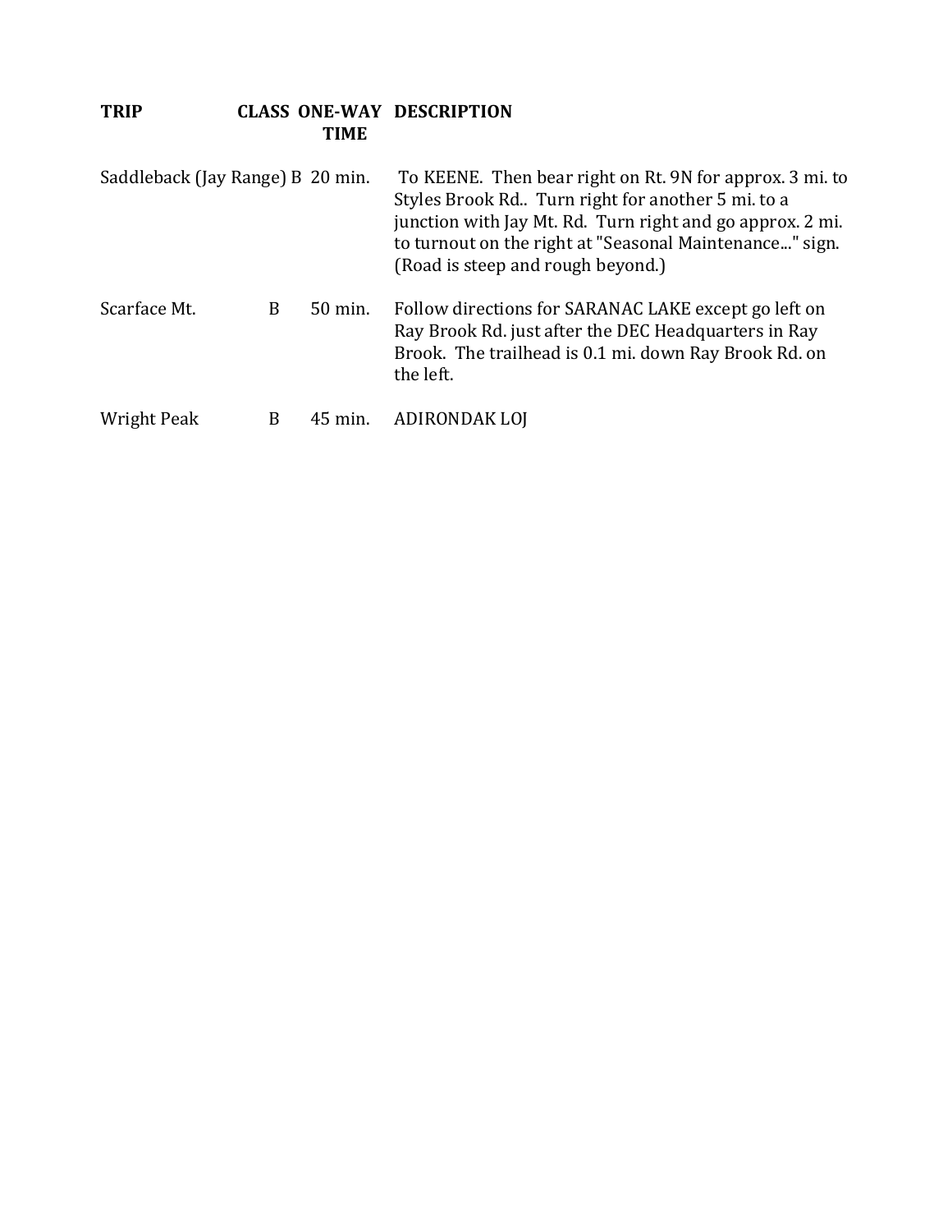| TRIP | CLASS | ONE-WAY TIME | DESCRIPTION |
|---|---|---|---|
| Saddleback (Jay Range) | B | 20 min. | To KEENE. Then bear right on Rt. 9N for approx. 3 mi. to Styles Brook Rd.. Turn right for another 5 mi. to a junction with Jay Mt. Rd. Turn right and go approx. 2 mi. to turnout on the right at "Seasonal Maintenance..." sign. (Road is steep and rough beyond.) |
| Scarface Mt. | B | 50 min. | Follow directions for SARANAC LAKE except go left on Ray Brook Rd. just after the DEC Headquarters in Ray Brook. The trailhead is 0.1 mi. down Ray Brook Rd. on the left. |
| Wright Peak | B | 45 min. | ADIRONDAK LOJ |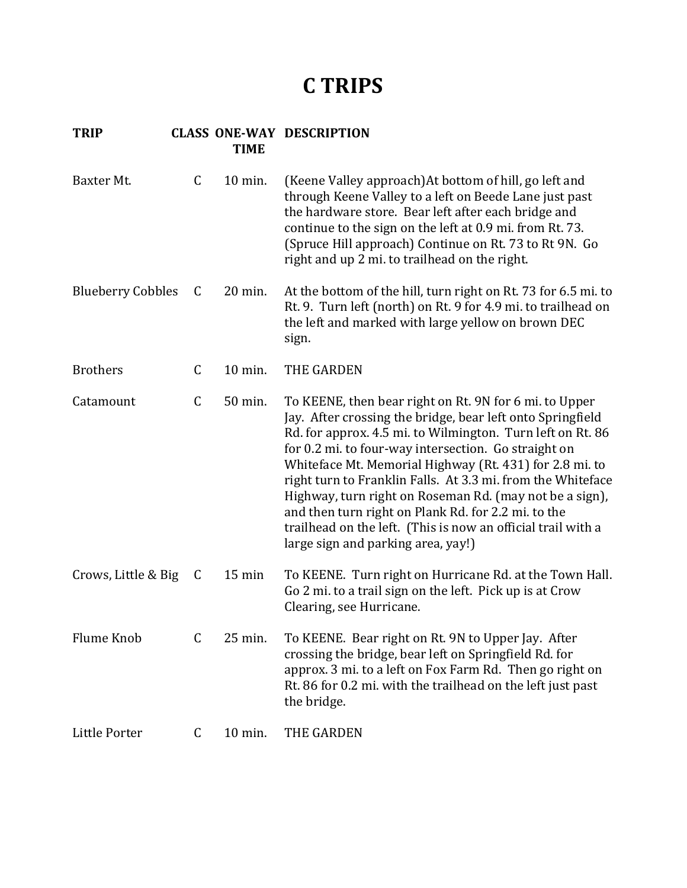# C TRIPS

| TRIP | CLASS | ONE-WAY TIME | DESCRIPTION |
|---|---|---|---|
| Baxter Mt. | C | 10 min. | (Keene Valley approach)At bottom of hill, go left and through Keene Valley to a left on Beede Lane just past the hardware store. Bear left after each bridge and continue to the sign on the left at 0.9 mi. from Rt. 73. (Spruce Hill approach) Continue on Rt. 73 to Rt 9N. Go right and up 2 mi. to trailhead on the right. |
| Blueberry Cobbles | C | 20 min. | At the bottom of the hill, turn right on Rt. 73 for 6.5 mi. to Rt. 9. Turn left (north) on Rt. 9 for 4.9 mi. to trailhead on the left and marked with large yellow on brown DEC sign. |
| Brothers | C | 10 min. | THE GARDEN |
| Catamount | C | 50 min. | To KEENE, then bear right on Rt. 9N for 6 mi. to Upper Jay. After crossing the bridge, bear left onto Springfield Rd. for approx. 4.5 mi. to Wilmington. Turn left on Rt. 86 for 0.2 mi. to four-way intersection. Go straight on Whiteface Mt. Memorial Highway (Rt. 431) for 2.8 mi. to right turn to Franklin Falls. At 3.3 mi. from the Whiteface Highway, turn right on Roseman Rd. (may not be a sign), and then turn right on Plank Rd. for 2.2 mi. to the trailhead on the left. (This is now an official trail with a large sign and parking area, yay!) |
| Crows, Little & Big | C | 15 min | To KEENE. Turn right on Hurricane Rd. at the Town Hall. Go 2 mi. to a trail sign on the left. Pick up is at Crow Clearing, see Hurricane. |
| Flume Knob | C | 25 min. | To KEENE. Bear right on Rt. 9N to Upper Jay. After crossing the bridge, bear left on Springfield Rd. for approx. 3 mi. to a left on Fox Farm Rd. Then go right on Rt. 86 for 0.2 mi. with the trailhead on the left just past the bridge. |
| Little Porter | C | 10 min. | THE GARDEN |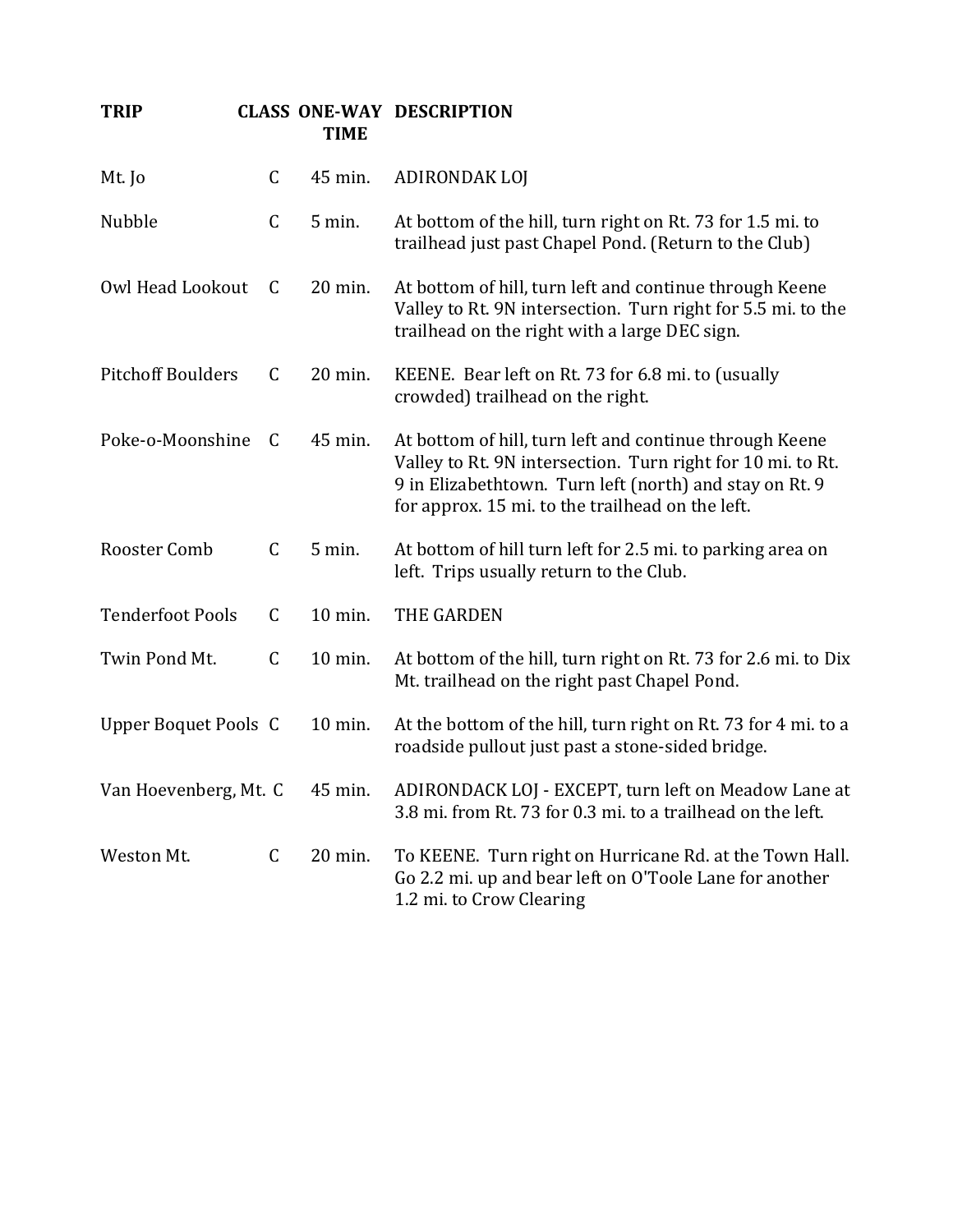| TRIP | CLASS | ONE-WAY TIME | DESCRIPTION |
| --- | --- | --- | --- |
| Mt. Jo | C | 45 min. | ADIRONDAK LOJ |
| Nubble | C | 5 min. | At bottom of the hill, turn right on Rt. 73 for 1.5 mi. to trailhead just past Chapel Pond. (Return to the Club) |
| Owl Head Lookout | C | 20 min. | At bottom of hill, turn left and continue through Keene Valley to Rt. 9N intersection. Turn right for 5.5 mi. to the trailhead on the right with a large DEC sign. |
| Pitchoff Boulders | C | 20 min. | KEENE. Bear left on Rt. 73 for 6.8 mi. to (usually crowded) trailhead on the right. |
| Poke-o-Moonshine | C | 45 min. | At bottom of hill, turn left and continue through Keene Valley to Rt. 9N intersection. Turn right for 10 mi. to Rt. 9 in Elizabethtown. Turn left (north) and stay on Rt. 9 for approx. 15 mi. to the trailhead on the left. |
| Rooster Comb | C | 5 min. | At bottom of hill turn left for 2.5 mi. to parking area on left. Trips usually return to the Club. |
| Tenderfoot Pools | C | 10 min. | THE GARDEN |
| Twin Pond Mt. | C | 10 min. | At bottom of the hill, turn right on Rt. 73 for 2.6 mi. to Dix Mt. trailhead on the right past Chapel Pond. |
| Upper Boquet Pools | C | 10 min. | At the bottom of the hill, turn right on Rt. 73 for 4 mi. to a roadside pullout just past a stone-sided bridge. |
| Van Hoevenberg, Mt. | C | 45 min. | ADIRONDACK LOJ - EXCEPT, turn left on Meadow Lane at 3.8 mi. from Rt. 73 for 0.3 mi. to a trailhead on the left. |
| Weston Mt. | C | 20 min. | To KEENE. Turn right on Hurricane Rd. at the Town Hall. Go 2.2 mi. up and bear left on O'Toole Lane for another 1.2 mi. to Crow Clearing |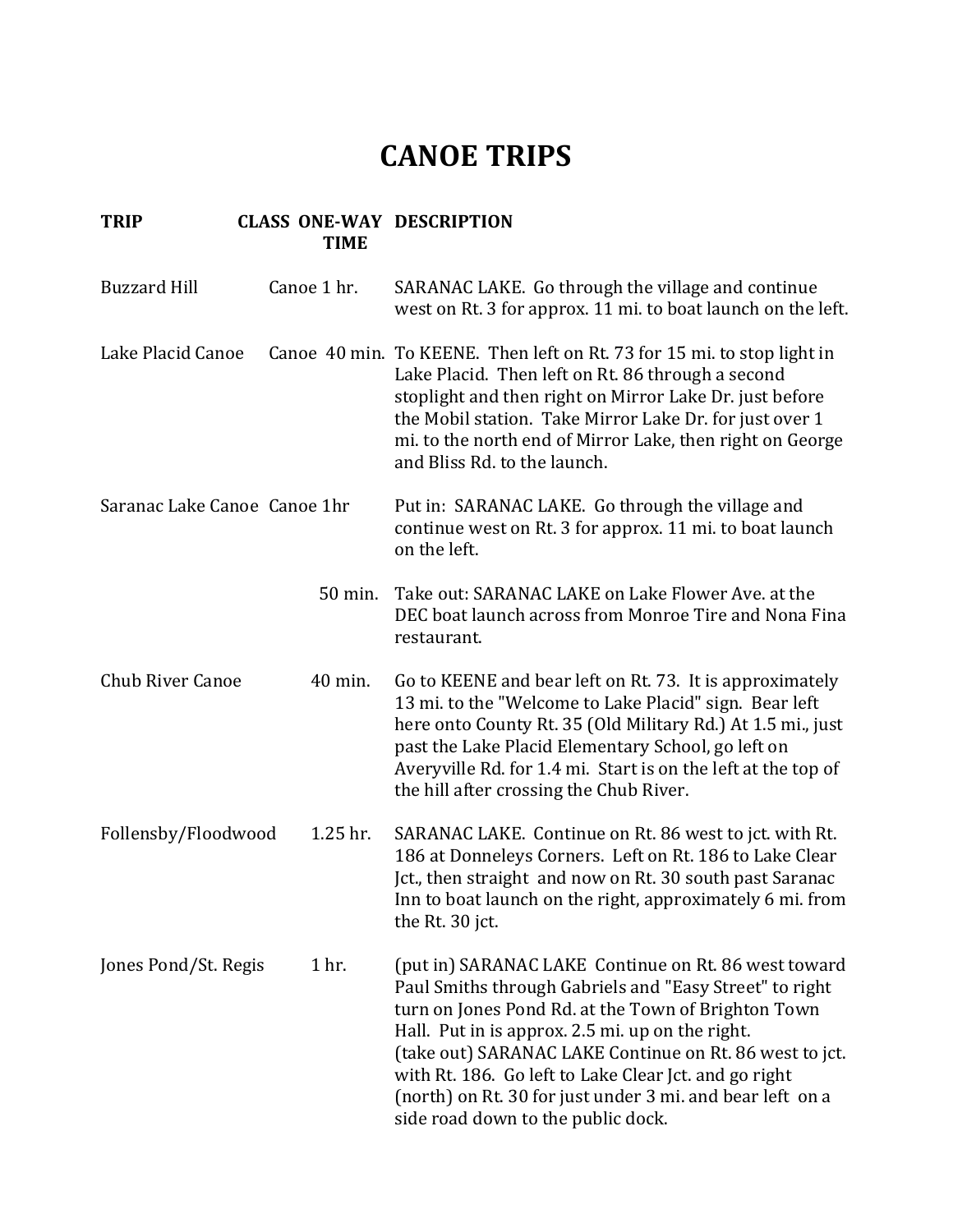# CANOE TRIPS

| TRIP | CLASS | ONE-WAY TIME | DESCRIPTION |
|---|---|---|---|
| Buzzard Hill | Canoe | 1 hr. | SARANAC LAKE. Go through the village and continue west on Rt. 3 for approx. 11 mi. to boat launch on the left. |
| Lake Placid Canoe | Canoe | 40 min. | To KEENE. Then left on Rt. 73 for 15 mi. to stop light in Lake Placid. Then left on Rt. 86 through a second stoplight and then right on Mirror Lake Dr. just before the Mobil station. Take Mirror Lake Dr. for just over 1 mi. to the north end of Mirror Lake, then right on George and Bliss Rd. to the launch. |
| Saranac Lake Canoe | Canoe | 1hr | Put in: SARANAC LAKE. Go through the village and continue west on Rt. 3 for approx. 11 mi. to boat launch on the left. |
| | | 50 min. | Take out: SARANAC LAKE on Lake Flower Ave. at the DEC boat launch across from Monroe Tire and Nona Fina restaurant. |
| Chub River Canoe | | 40 min. | Go to KEENE and bear left on Rt. 73. It is approximately 13 mi. to the "Welcome to Lake Placid" sign. Bear left here onto County Rt. 35 (Old Military Rd.) At 1.5 mi., just past the Lake Placid Elementary School, go left on Averyville Rd. for 1.4 mi. Start is on the left at the top of the hill after crossing the Chub River. |
| Follensby/Floodwood | | 1.25 hr. | SARANAC LAKE. Continue on Rt. 86 west to jct. with Rt. 186 at Donneleys Corners. Left on Rt. 186 to Lake Clear Jct., then straight and now on Rt. 30 south past Saranac Inn to boat launch on the right, approximately 6 mi. from the Rt. 30 jct. |
| Jones Pond/St. Regis | | 1 hr. | (put in) SARANAC LAKE Continue on Rt. 86 west toward Paul Smiths through Gabriels and "Easy Street" to right turn on Jones Pond Rd. at the Town of Brighton Town Hall. Put in is approx. 2.5 mi. up on the right. (take out) SARANAC LAKE Continue on Rt. 86 west to jct. with Rt. 186. Go left to Lake Clear Jct. and go right (north) on Rt. 30 for just under 3 mi. and bear left on a side road down to the public dock. |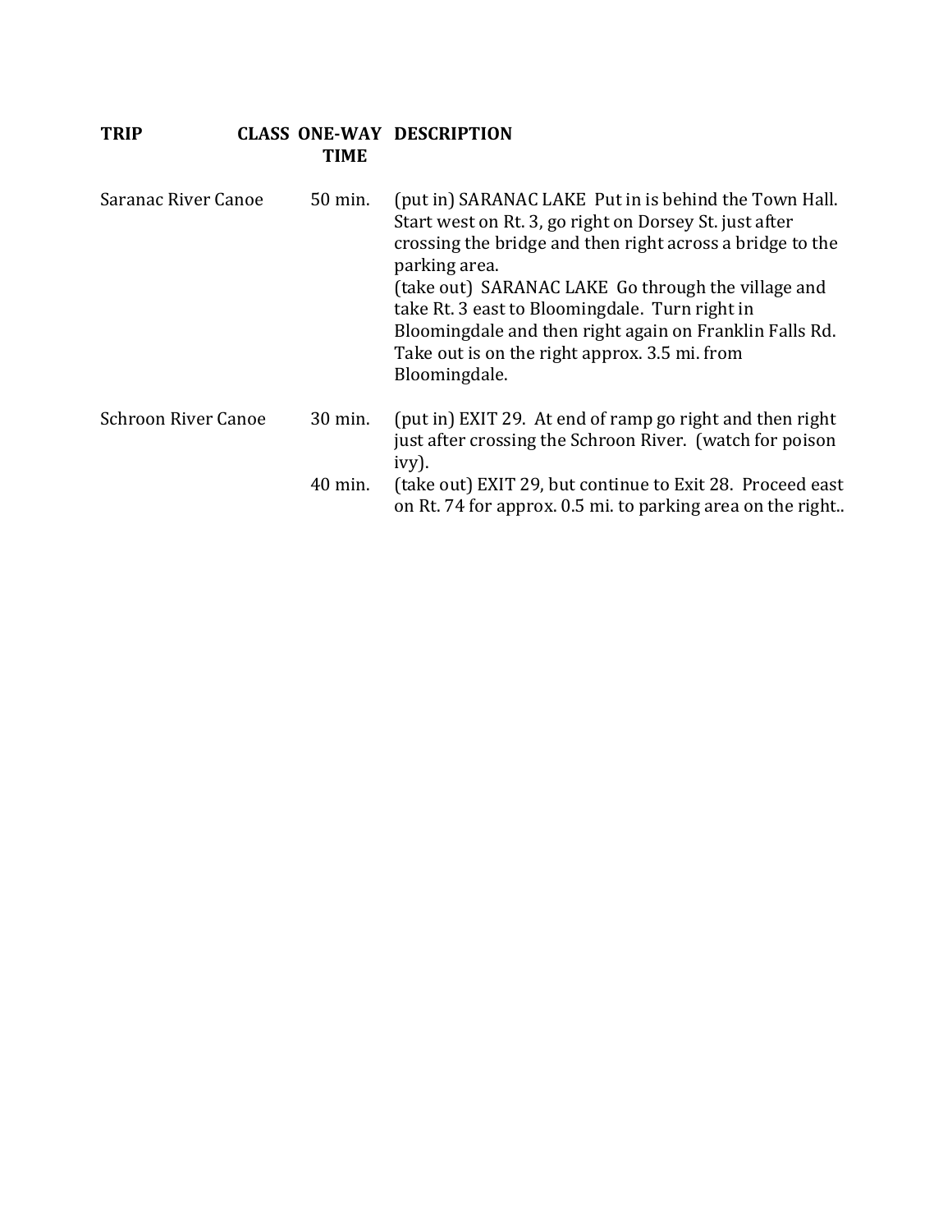| TRIP | CLASS | ONE-WAY TIME | DESCRIPTION |
|---|---|---|---|
| Saranac River Canoe | | 50 min. | (put in) SARANAC LAKE Put in is behind the Town Hall. Start west on Rt. 3, go right on Dorsey St. just after crossing the bridge and then right across a bridge to the parking area.<br>(take out) SARANAC LAKE Go through the village and take Rt. 3 east to Bloomingdale. Turn right in Bloomingdale and then right again on Franklin Falls Rd. Take out is on the right approx. 3.5 mi. from Bloomingdale. |
| Schroon River Canoe | | 30 min. | (put in) EXIT 29. At end of ramp go right and then right just after crossing the Schroon River. (watch for poison ivy). |
| | | 40 min. | (take out) EXIT 29, but continue to Exit 28. Proceed east on Rt. 74 for approx. 0.5 mi. to parking area on the right.. |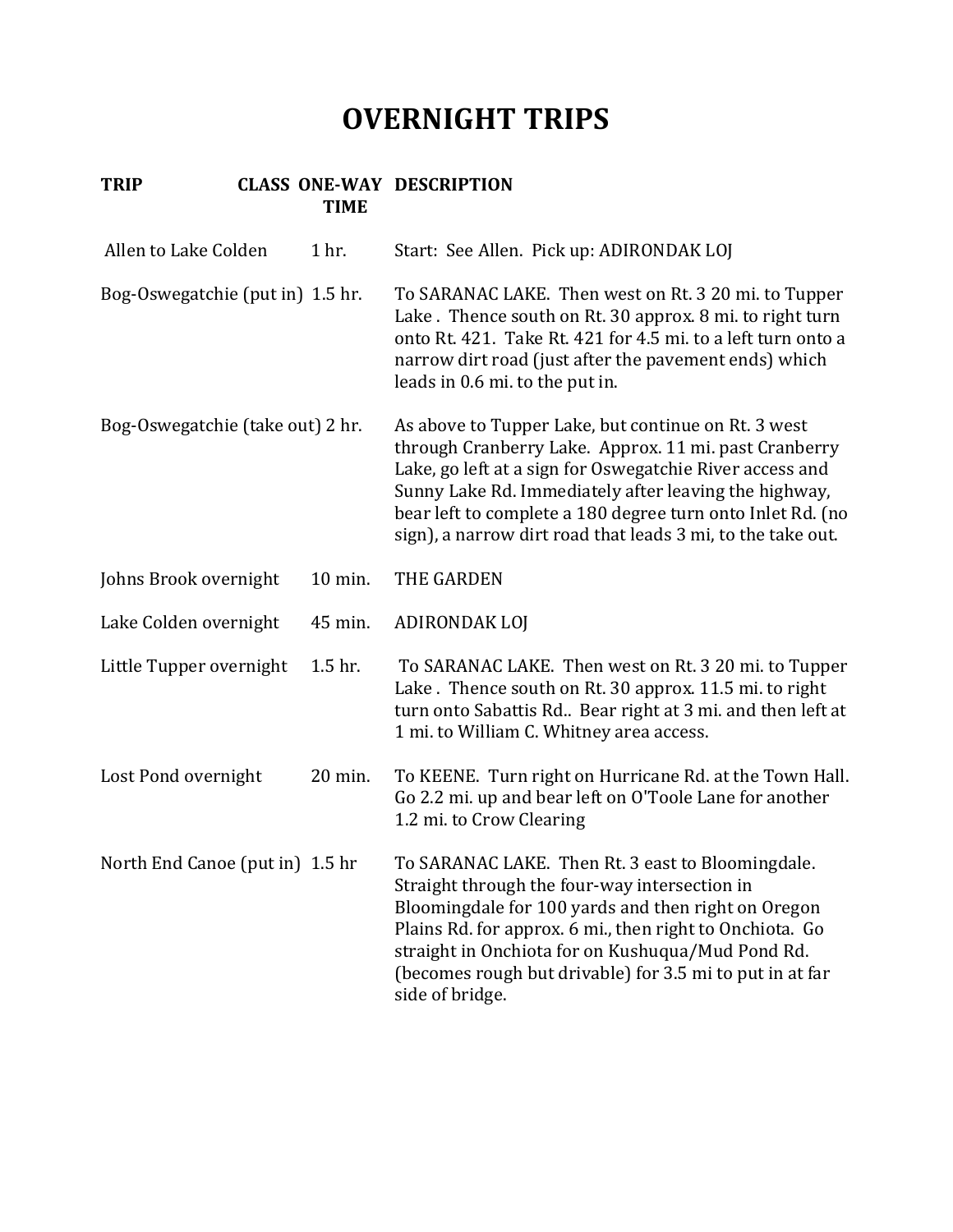# OVERNIGHT TRIPS

| TRIP | CLASS | ONE-WAY TIME | DESCRIPTION |
|---|---|---|---|
| Allen to Lake Colden | | 1 hr. | Start: See Allen. Pick up: ADIRONDAK LOJ |
| Bog-Oswegatchie (put in) | | 1.5 hr. | To SARANAC LAKE. Then west on Rt. 3 20 mi. to Tupper Lake . Thence south on Rt. 30 approx. 8 mi. to right turn onto Rt. 421. Take Rt. 421 for 4.5 mi. to a left turn onto a narrow dirt road (just after the pavement ends) which leads in 0.6 mi. to the put in. |
| Bog-Oswegatchie (take out) | | 2 hr. | As above to Tupper Lake, but continue on Rt. 3 west through Cranberry Lake. Approx. 11 mi. past Cranberry Lake, go left at a sign for Oswegatchie River access and Sunny Lake Rd. Immediately after leaving the highway, bear left to complete a 180 degree turn onto Inlet Rd. (no sign), a narrow dirt road that leads 3 mi, to the take out. |
| Johns Brook overnight | | 10 min. | THE GARDEN |
| Lake Colden overnight | | 45 min. | ADIRONDAK LOJ |
| Little Tupper overnight | | 1.5 hr. | To SARANAC LAKE. Then west on Rt. 3 20 mi. to Tupper Lake . Thence south on Rt. 30 approx. 11.5 mi. to right turn onto Sabattis Rd.. Bear right at 3 mi. and then left at 1 mi. to William C. Whitney area access. |
| Lost Pond overnight | | 20 min. | To KEENE. Turn right on Hurricane Rd. at the Town Hall. Go 2.2 mi. up and bear left on O'Toole Lane for another 1.2 mi. to Crow Clearing |
| North End Canoe (put in) | | 1.5 hr | To SARANAC LAKE. Then Rt. 3 east to Bloomingdale. Straight through the four-way intersection in Bloomingdale for 100 yards and then right on Oregon Plains Rd. for approx. 6 mi., then right to Onchiota. Go straight in Onchiota for on Kushuqua/Mud Pond Rd. (becomes rough but drivable) for 3.5 mi to put in at far side of bridge. |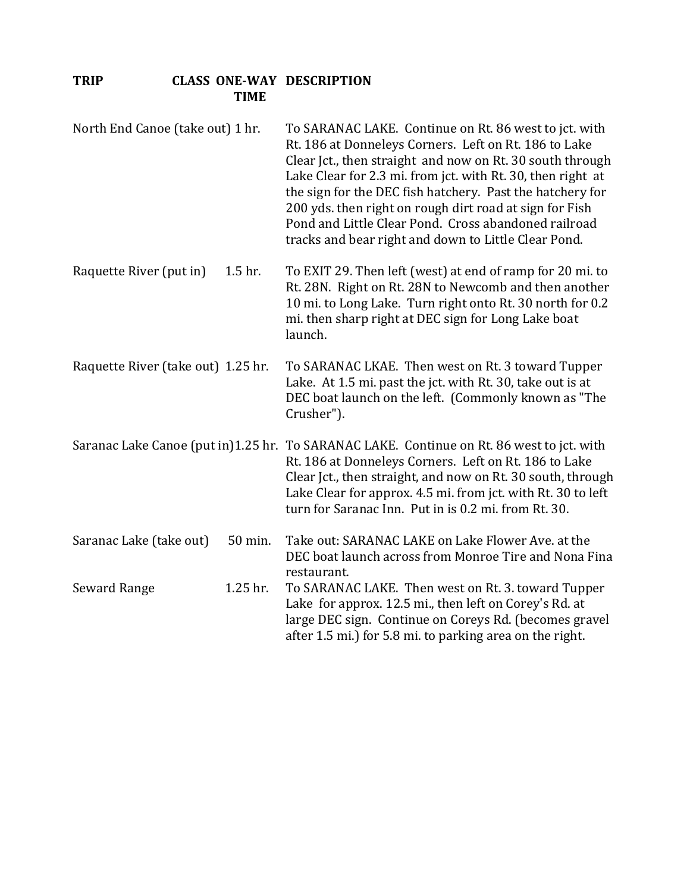| TRIP | CLASS | ONE-WAY TIME | DESCRIPTION |
|---|---|---|---|
| North End Canoe (take out) | | 1 hr. | To SARANAC LAKE. Continue on Rt. 86 west to jct. with Rt. 186 at Donneleys Corners. Left on Rt. 186 to Lake Clear Jct., then straight and now on Rt. 30 south through Lake Clear for 2.3 mi. from jct. with Rt. 30, then right at the sign for the DEC fish hatchery. Past the hatchery for 200 yds. then right on rough dirt road at sign for Fish Pond and Little Clear Pond. Cross abandoned railroad tracks and bear right and down to Little Clear Pond. |
| Raquette River (put in) | | 1.5 hr. | To EXIT 29. Then left (west) at end of ramp for 20 mi. to Rt. 28N. Right on Rt. 28N to Newcomb and then another 10 mi. to Long Lake. Turn right onto Rt. 30 north for 0.2 mi. then sharp right at DEC sign for Long Lake boat launch. |
| Raquette River (take out) | | 1.25 hr. | To SARANAC LKAE. Then west on Rt. 3 toward Tupper Lake. At 1.5 mi. past the jct. with Rt. 30, take out is at DEC boat launch on the left. (Commonly known as "The Crusher"). |
| Saranac Lake Canoe (put in) | | 1.25 hr. | To SARANAC LAKE. Continue on Rt. 86 west to jct. with Rt. 186 at Donneleys Corners. Left on Rt. 186 to Lake Clear Jct., then straight, and now on Rt. 30 south, through Lake Clear for approx. 4.5 mi. from jct. with Rt. 30 to left turn for Saranac Inn. Put in is 0.2 mi. from Rt. 30. |
| Saranac Lake (take out) | | 50 min. | Take out: SARANAC LAKE on Lake Flower Ave. at the DEC boat launch across from Monroe Tire and Nona Fina restaurant. |
| Seward Range | | 1.25 hr. | To SARANAC LAKE. Then west on Rt. 3. toward Tupper Lake for approx. 12.5 mi., then left on Corey's Rd. at large DEC sign. Continue on Coreys Rd. (becomes gravel after 1.5 mi.) for 5.8 mi. to parking area on the right. |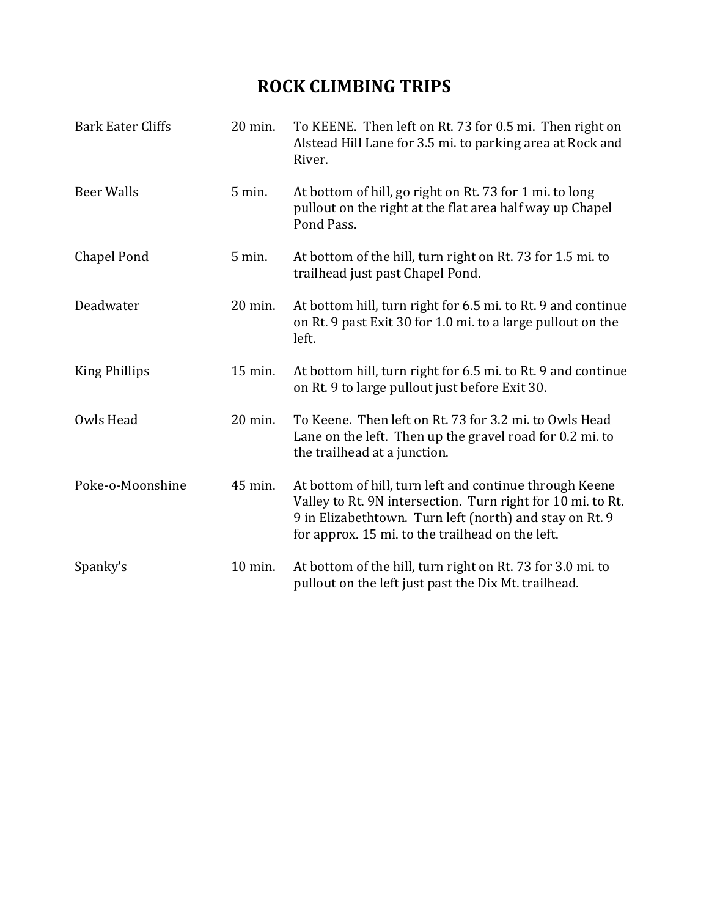# ROCK CLIMBING TRIPS

| | | |
|---|---|---|
| Bark Eater Cliffs | 20 min. | To KEENE. Then left on Rt. 73 for 0.5 mi. Then right on Alstead Hill Lane for 3.5 mi. to parking area at Rock and River. |
| Beer Walls | 5 min. | At bottom of hill, go right on Rt. 73 for 1 mi. to long pullout on the right at the flat area half way up Chapel Pond Pass. |
| Chapel Pond | 5 min. | At bottom of the hill, turn right on Rt. 73 for 1.5 mi. to trailhead just past Chapel Pond. |
| Deadwater | 20 min. | At bottom hill, turn right for 6.5 mi. to Rt. 9 and continue on Rt. 9 past Exit 30 for 1.0 mi. to a large pullout on the left. |
| King Phillips | 15 min. | At bottom hill, turn right for 6.5 mi. to Rt. 9 and continue on Rt. 9 to large pullout just before Exit 30. |
| Owls Head | 20 min. | To Keene. Then left on Rt. 73 for 3.2 mi. to Owls Head Lane on the left. Then up the gravel road for 0.2 mi. to the trailhead at a junction. |
| Poke-o-Moonshine | 45 min. | At bottom of hill, turn left and continue through Keene Valley to Rt. 9N intersection. Turn right for 10 mi. to Rt. 9 in Elizabethtown. Turn left (north) and stay on Rt. 9 for approx. 15 mi. to the trailhead on the left. |
| Spanky's | 10 min. | At bottom of the hill, turn right on Rt. 73 for 3.0 mi. to pullout on the left just past the Dix Mt. trailhead. |